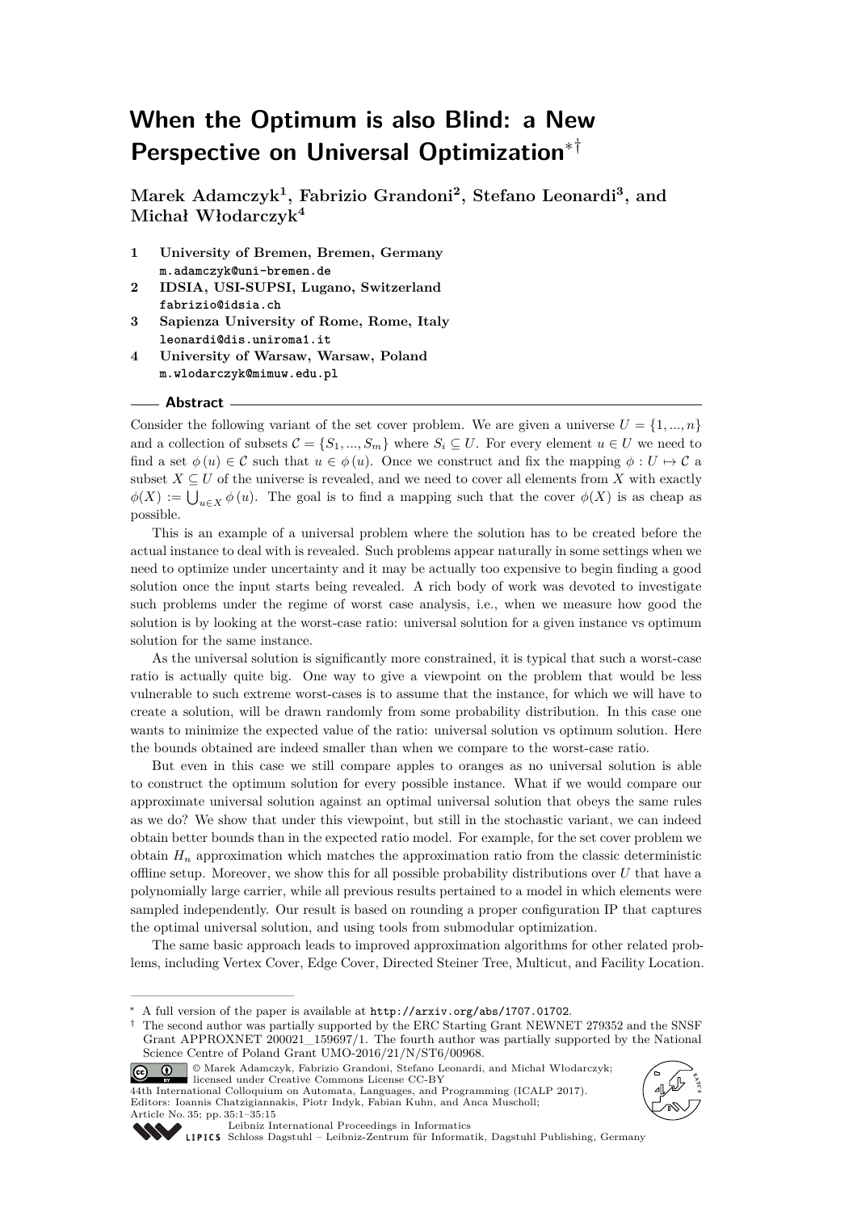# When the Optimum is also Blind: a New Perspective on Universal Optimization*†

**Marek Adamczyk[1], Fabrizio Grandoni[2], Stefano Leonardi[3], and Michał Włodarczyk[4]**

1 **University of Bremen, Bremen, Germany**
m.adamczyk@uni-bremen.de

2 **IDSIA, USI-SUPSI, Lugano, Switzerland**
fabrizio@idsia.ch

3 **Sapienza University of Rome, Rome, Italy**
leonardi@dis.uniroma1.it

4 **University of Warsaw, Warsaw, Poland**
m.wlodarczyk@mimuw.edu.pl

## Abstract

Consider the following variant of the set cover problem. We are given a universe $U = \{1, ..., n\}$ and a collection of subsets $\mathcal{C} = \{S_1, ..., S_m\}$ where $S_i \subseteq U$. For every element $u \in U$ we need to find a set $\phi(u) \in \mathcal{C}$ such that $u \in \phi(u)$. Once we construct and fix the mapping $\phi : U \mapsto \mathcal{C}$ a subset $X \subseteq U$ of the universe is revealed, and we need to cover all elements from $X$ with exactly $\phi(X) := \bigcup_{u \in X} \phi(u)$. The goal is to find a mapping such that the cover $\phi(X)$ is as cheap as possible.

This is an example of a universal problem where the solution has to be created before the actual instance to deal with is revealed. Such problems appear naturally in some settings when we need to optimize under uncertainty and it may be actually too expensive to begin finding a good solution once the input starts being revealed. A rich body of work was devoted to investigate such problems under the regime of worst case analysis, i.e., when we measure how good the solution is by looking at the worst-case ratio: universal solution for a given instance vs optimum solution for the same instance.

As the universal solution is significantly more constrained, it is typical that such a worst-case ratio is actually quite big. One way to give a viewpoint on the problem that would be less vulnerable to such extreme worst-cases is to assume that the instance, for which we will have to create a solution, will be drawn randomly from some probability distribution. In this case one wants to minimize the expected value of the ratio: universal solution vs optimum solution. Here the bounds obtained are indeed smaller than when we compare to the worst-case ratio.

But even in this case we still compare apples to oranges as no universal solution is able to construct the optimum solution for every possible instance. What if we would compare our approximate universal solution against an optimal universal solution that obeys the same rules as we do? We show that under this viewpoint, but still in the stochastic variant, we can indeed obtain better bounds than in the expected ratio model. For example, for the set cover problem we obtain $H_n$ approximation which matches the approximation ratio from the classic deterministic offline setup. Moreover, we show this for all possible probability distributions over $U$ that have a polynomially large carrier, while all previous results pertained to a model in which elements were sampled independently. Our result is based on rounding a proper configuration IP that captures the optimal universal solution, and using tools from submodular optimization.

The same basic approach leads to improved approximation algorithms for other related problems, including Vertex Cover, Edge Cover, Directed Steiner Tree, Multicut, and Facility Location.

---

* A full version of the paper is available at http://arxiv.org/abs/1707.01702.

† The second author was partially supported by the ERC Starting Grant NEWNET 279352 and the SNSF Grant APPROXNET 200021_159697/1. The fourth author was partially supported by the National Science Centre of Poland Grant UMO-2016/21/N/ST6/00968.

© Marek Adamczyk, Fabrizio Grandoni, Stefano Leonardi, and Michał Włodarczyk; licensed under Creative Commons License CC-BY

44th International Colloquium on Automata, Languages, and Programming (ICALP 2017).
Editors: Ioannis Chatzigiannakis, Piotr Indyk, Fabian Kuhn, and Anca Muscholl;
Article No. 35; pp. 35:1–35:15

Leibniz International Proceedings in Informatics
Schloss Dagstuhl – Leibniz-Zentrum für Informatik, Dagstuhl Publishing, Germany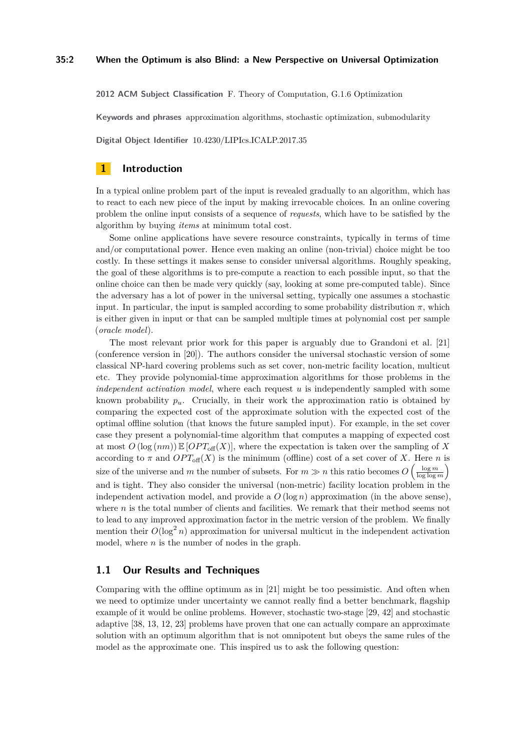**2012 ACM Subject Classification** F. Theory of Computation, G.1.6 Optimization

**Keywords and phrases** approximation algorithms, stochastic optimization, submodularity

**Digital Object Identifier** 10.4230/LIPIcs.ICALP.2017.35

# 1 Introduction

In a typical online problem part of the input is revealed gradually to an algorithm, which has to react to each new piece of the input by making irrevocable choices. In an online covering problem the online input consists of a sequence of *requests*, which have to be satisfied by the algorithm by buying *items* at minimum total cost.

Some online applications have severe resource constraints, typically in terms of time and/or computational power. Hence even making an online (non-trivial) choice might be too costly. In these settings it makes sense to consider universal algorithms. Roughly speaking, the goal of these algorithms is to pre-compute a reaction to each possible input, so that the online choice can then be made very quickly (say, looking at some pre-computed table). Since the adversary has a lot of power in the universal setting, typically one assumes a stochastic input. In particular, the input is sampled according to some probability distribution $\pi$, which is either given in input or that can be sampled multiple times at polynomial cost per sample (*oracle model*).

The most relevant prior work for this paper is arguably due to Grandoni et al. [21] (conference version in [20]). The authors consider the universal stochastic version of some classical NP-hard covering problems such as set cover, non-metric facility location, multicut etc. They provide polynomial-time approximation algorithms for those problems in the *independent activation model*, where each request $u$ is independently sampled with some known probability $p_u$. Crucially, in their work the approximation ratio is obtained by comparing the expected cost of the approximate solution with the expected cost of the optimal offline solution (that knows the future sampled input). For example, in the set cover case they present a polynomial-time algorithm that computes a mapping of expected cost at most $O(\log(nm))\,\mathbb{E}[OPT_{\text{off}}(X)]$, where the expectation is taken over the sampling of $X$ according to $\pi$ and $OPT_{\text{off}}(X)$ is the minimum (offline) cost of a set cover of $X$. Here $n$ is size of the universe and $m$ the number of subsets. For $m \gg n$ this ratio becomes $O\left(\frac{\log m}{\log\log m}\right)$ and is tight. They also consider the universal (non-metric) facility location problem in the independent activation model, and provide a $O(\log n)$ approximation (in the above sense), where $n$ is the total number of clients and facilities. We remark that their method seems not to lead to any improved approximation factor in the metric version of the problem. We finally mention their $O(\log^2 n)$ approximation for universal multicut in the independent activation model, where $n$ is the number of nodes in the graph.

## 1.1 Our Results and Techniques

Comparing with the offline optimum as in [21] might be too pessimistic. And often when we need to optimize under uncertainty we cannot really find a better benchmark, flagship example of it would be online problems. However, stochastic two-stage [29, 42] and stochastic adaptive [38, 13, 12, 23] problems have proven that one can actually compare an approximate solution with an optimum algorithm that is not omnipotent but obeys the same rules of the model as the approximate one. This inspired us to ask the following question: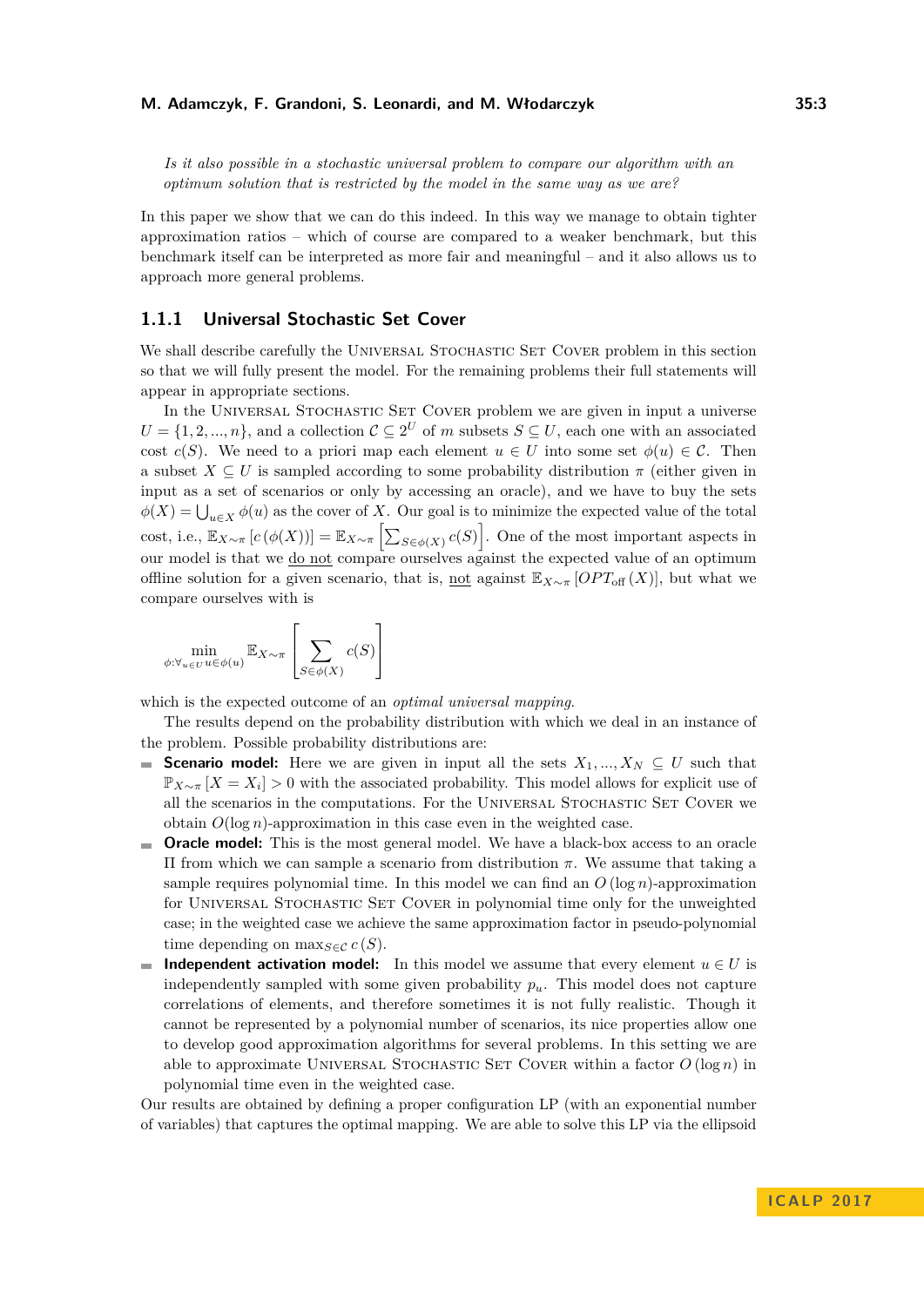*Is it also possible in a stochastic universal problem to compare our algorithm with an optimum solution that is restricted by the model in the same way as we are?*

In this paper we show that we can do this indeed. In this way we manage to obtain tighter approximation ratios – which of course are compared to a weaker benchmark, but this benchmark itself can be interpreted as more fair and meaningful – and it also allows us to approach more general problems.

### 1.1.1 Universal Stochastic Set Cover

We shall describe carefully the Universal Stochastic Set Cover problem in this section so that we will fully present the model. For the remaining problems their full statements will appear in appropriate sections.

In the Universal Stochastic Set Cover problem we are given in input a universe $U = \{1, 2, ..., n\}$, and a collection $\mathcal{C} \subseteq 2^U$ of $m$ subsets $S \subseteq U$, each one with an associated cost $c(S)$. We need to a priori map each element $u \in U$ into some set $\phi(u) \in \mathcal{C}$. Then a subset $X \subseteq U$ is sampled according to some probability distribution $\pi$ (either given in input as a set of scenarios or only by accessing an oracle), and we have to buy the sets $\phi(X) = \bigcup_{u \in X} \phi(u)$ as the cover of $X$. Our goal is to minimize the expected value of the total cost, i.e., $\mathbb{E}_{X\sim\pi}\left[c\left(\phi(X)\right)\right] = \mathbb{E}_{X\sim\pi}\left[\sum_{S\in\phi(X)} c(S)\right]$. One of the most important aspects in our model is that we <u>do not</u> compare ourselves against the expected value of an optimum offline solution for a given scenario, that is, <u>not</u> against $\mathbb{E}_{X\sim\pi}\left[OPT_{\text{off}}(X)\right]$, but what we compare ourselves with is

$$\min_{\phi:\forall_{u\in U} u\in\phi(u)} \mathbb{E}_{X\sim\pi}\left[\sum_{S\in\phi(X)} c(S)\right]$$

which is the expected outcome of an *optimal universal mapping*.

The results depend on the probability distribution with which we deal in an instance of the problem. Possible probability distributions are:

- **Scenario model:** Here we are given in input all the sets $X_1, ..., X_N \subseteq U$ such that $\mathbb{P}_{X\sim\pi}\left[X = X_i\right] > 0$ with the associated probability. This model allows for explicit use of all the scenarios in the computations. For the Universal Stochastic Set Cover we obtain $O(\log n)$-approximation in this case even in the weighted case.
- **Oracle model:** This is the most general model. We have a black-box access to an oracle $\Pi$ from which we can sample a scenario from distribution $\pi$. We assume that taking a sample requires polynomial time. In this model we can find an $O(\log n)$-approximation for Universal Stochastic Set Cover in polynomial time only for the unweighted case; in the weighted case we achieve the same approximation factor in pseudo-polynomial time depending on $\max_{S\in\mathcal{C}} c(S)$.
- **Independent activation model:** In this model we assume that every element $u \in U$ is independently sampled with some given probability $p_u$. This model does not capture correlations of elements, and therefore sometimes it is not fully realistic. Though it cannot be represented by a polynomial number of scenarios, its nice properties allow one to develop good approximation algorithms for several problems. In this setting we are able to approximate Universal Stochastic Set Cover within a factor $O(\log n)$ in polynomial time even in the weighted case.

Our results are obtained by defining a proper configuration LP (with an exponential number of variables) that captures the optimal mapping. We are able to solve this LP via the ellipsoid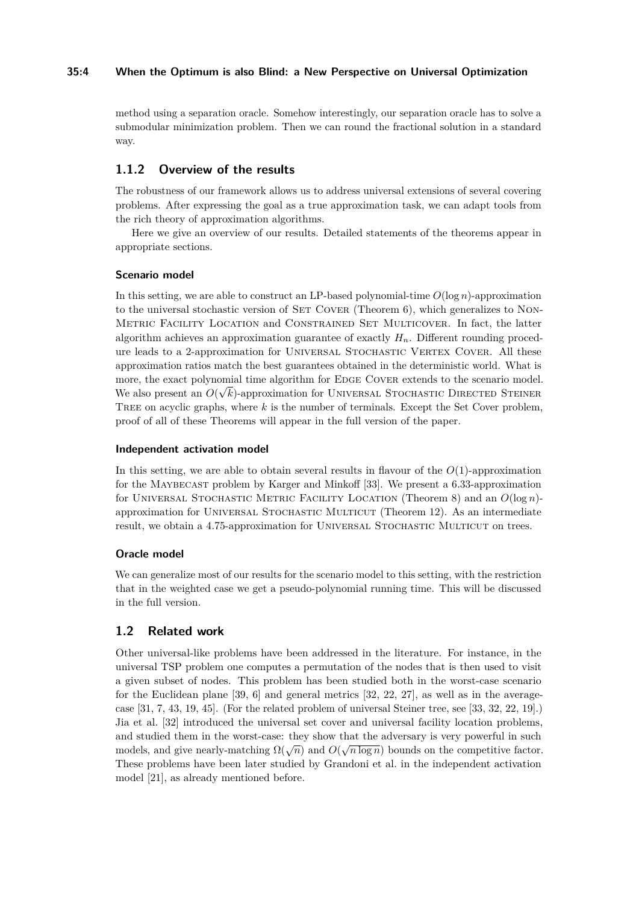method using a separation oracle. Somehow interestingly, our separation oracle has to solve a submodular minimization problem. Then we can round the fractional solution in a standard way.

### 1.1.2 Overview of the results

The robustness of our framework allows us to address universal extensions of several covering problems. After expressing the goal as a true approximation task, we can adapt tools from the rich theory of approximation algorithms.

Here we give an overview of our results. Detailed statements of the theorems appear in appropriate sections.

#### Scenario model

In this setting, we are able to construct an LP-based polynomial-time $O(\log n)$-approximation to the universal stochastic version of Set Cover (Theorem 6), which generalizes to Non-Metric Facility Location and Constrained Set Multicover. In fact, the latter algorithm achieves an approximation guarantee of exactly $H_n$. Different rounding procedure leads to a 2-approximation for Universal Stochastic Vertex Cover. All these approximation ratios match the best guarantees obtained in the deterministic world. What is more, the exact polynomial time algorithm for Edge Cover extends to the scenario model. We also present an $O(\sqrt{k})$-approximation for Universal Stochastic Directed Steiner Tree on acyclic graphs, where $k$ is the number of terminals. Except the Set Cover problem, proof of all of these Theorems will appear in the full version of the paper.

#### Independent activation model

In this setting, we are able to obtain several results in flavour of the $O(1)$-approximation for the Maybecast problem by Karger and Minkoff [33]. We present a 6.33-approximation for Universal Stochastic Metric Facility Location (Theorem 8) and an $O(\log n)$-approximation for Universal Stochastic Multicut (Theorem 12). As an intermediate result, we obtain a 4.75-approximation for Universal Stochastic Multicut on trees.

#### Oracle model

We can generalize most of our results for the scenario model to this setting, with the restriction that in the weighted case we get a pseudo-polynomial running time. This will be discussed in the full version.

## 1.2 Related work

Other universal-like problems have been addressed in the literature. For instance, in the universal TSP problem one computes a permutation of the nodes that is then used to visit a given subset of nodes. This problem has been studied both in the worst-case scenario for the Euclidean plane [39, 6] and general metrics [32, 22, 27], as well as in the average-case [31, 7, 43, 19, 45]. (For the related problem of universal Steiner tree, see [33, 32, 22, 19].) Jia et al. [32] introduced the universal set cover and universal facility location problems, and studied them in the worst-case: they show that the adversary is very powerful in such models, and give nearly-matching $\Omega(\sqrt{n})$ and $O(\sqrt{n \log n})$ bounds on the competitive factor. These problems have been later studied by Grandoni et al. in the independent activation model [21], as already mentioned before.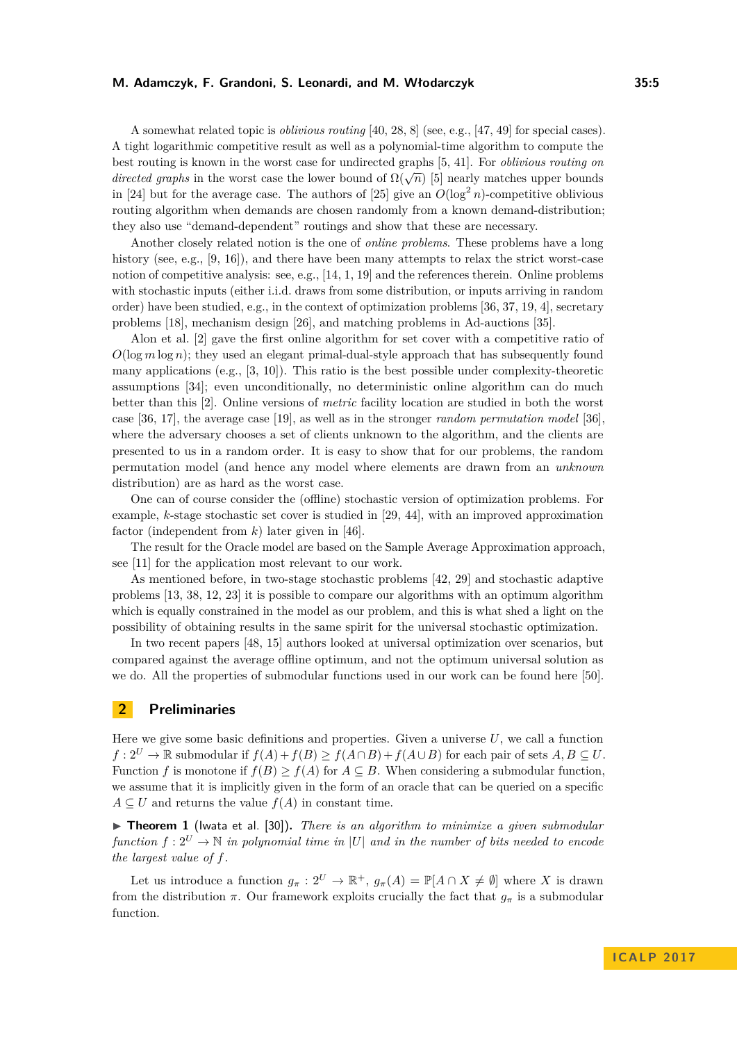A somewhat related topic is *oblivious routing* [40, 28, 8] (see, e.g., [47, 49] for special cases). A tight logarithmic competitive result as well as a polynomial-time algorithm to compute the best routing is known in the worst case for undirected graphs [5, 41]. For *oblivious routing on directed graphs* in the worst case the lower bound of $\Omega(\sqrt{n})$ [5] nearly matches upper bounds in [24] but for the average case. The authors of [25] give an $O(\log^2 n)$-competitive oblivious routing algorithm when demands are chosen randomly from a known demand-distribution; they also use "demand-dependent" routings and show that these are necessary.

Another closely related notion is the one of *online problems*. These problems have a long history (see, e.g., [9, 16]), and there have been many attempts to relax the strict worst-case notion of competitive analysis: see, e.g., [14, 1, 19] and the references therein. Online problems with stochastic inputs (either i.i.d. draws from some distribution, or inputs arriving in random order) have been studied, e.g., in the context of optimization problems [36, 37, 19, 4], secretary problems [18], mechanism design [26], and matching problems in Ad-auctions [35].

Alon et al. [2] gave the first online algorithm for set cover with a competitive ratio of $O(\log m \log n)$; they used an elegant primal-dual-style approach that has subsequently found many applications (e.g., [3, 10]). This ratio is the best possible under complexity-theoretic assumptions [34]; even unconditionally, no deterministic online algorithm can do much better than this [2]. Online versions of *metric* facility location are studied in both the worst case [36, 17], the average case [19], as well as in the stronger *random permutation model* [36], where the adversary chooses a set of clients unknown to the algorithm, and the clients are presented to us in a random order. It is easy to show that for our problems, the random permutation model (and hence any model where elements are drawn from an *unknown* distribution) are as hard as the worst case.

One can of course consider the (offline) stochastic version of optimization problems. For example, $k$-stage stochastic set cover is studied in [29, 44], with an improved approximation factor (independent from $k$) later given in [46].

The result for the Oracle model are based on the Sample Average Approximation approach, see [11] for the application most relevant to our work.

As mentioned before, in two-stage stochastic problems [42, 29] and stochastic adaptive problems [13, 38, 12, 23] it is possible to compare our algorithms with an optimum algorithm which is equally constrained in the model as our problem, and this is what shed a light on the possibility of obtaining results in the same spirit for the universal stochastic optimization.

In two recent papers [48, 15] authors looked at universal optimization over scenarios, but compared against the average offline optimum, and not the optimum universal solution as we do. All the properties of submodular functions used in our work can be found here [50].

## 2 Preliminaries

Here we give some basic definitions and properties. Given a universe $U$, we call a function $f : 2^U \to \mathbb{R}$ submodular if $f(A) + f(B) \geq f(A \cap B) + f(A \cup B)$ for each pair of sets $A, B \subseteq U$. Function $f$ is monotone if $f(B) \geq f(A)$ for $A \subseteq B$. When considering a submodular function, we assume that it is implicitly given in the form of an oracle that can be queried on a specific $A \subseteq U$ and returns the value $f(A)$ in constant time.

▶ **Theorem 1** (Iwata et al. [30]). *There is an algorithm to minimize a given submodular function $f : 2^U \to \mathbb{N}$ in polynomial time in $|U|$ and in the number of bits needed to encode the largest value of $f$.*

Let us introduce a function $g_\pi : 2^U \to \mathbb{R}^+$, $g_\pi(A) = \mathbb{P}[A \cap X \neq \emptyset]$ where $X$ is drawn from the distribution $\pi$. Our framework exploits crucially the fact that $g_\pi$ is a submodular function.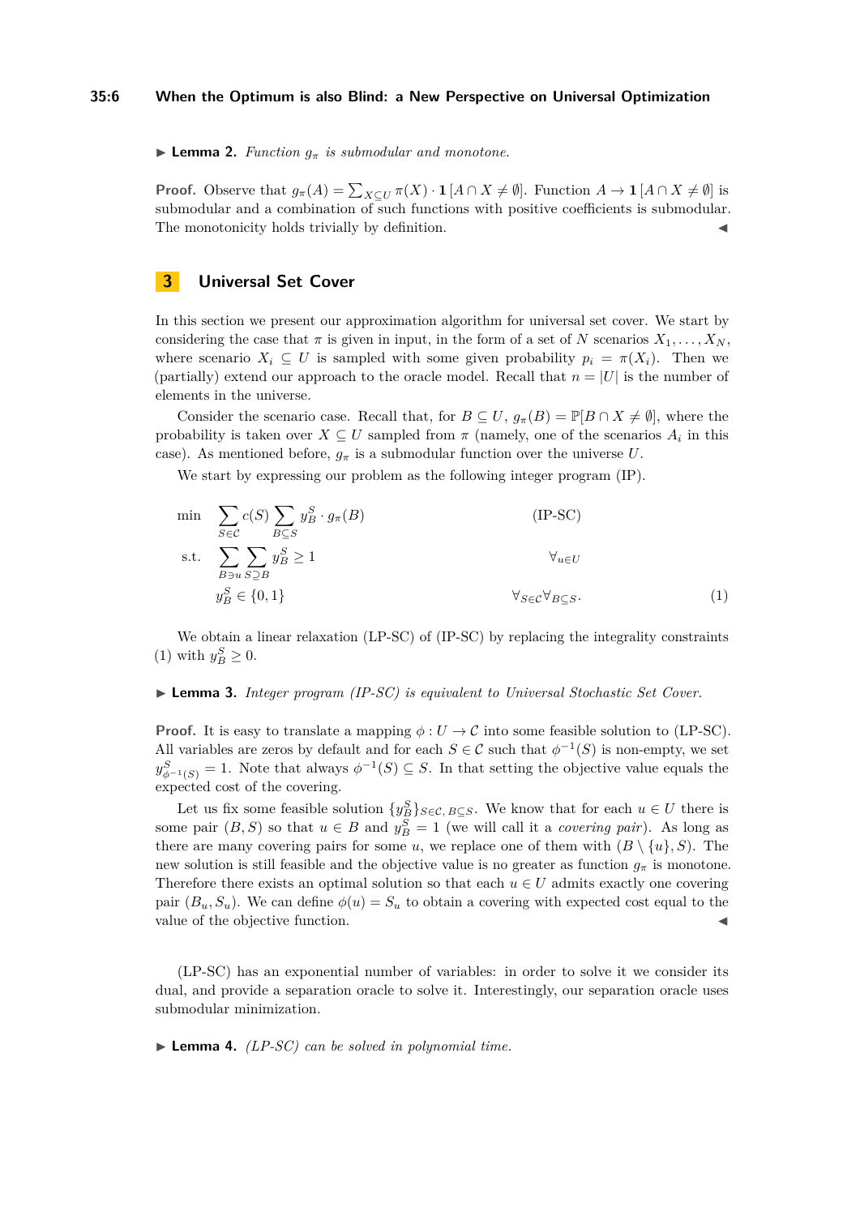▶ **Lemma 2.** *Function $g_\pi$ is submodular and monotone.*

**Proof.** Observe that $g_\pi(A) = \sum_{X \subseteq U} \pi(X) \cdot \mathbf{1}[A \cap X \neq \emptyset]$. Function $A \to \mathbf{1}[A \cap X \neq \emptyset]$ is submodular and a combination of such functions with positive coefficients is submodular. The monotonicity holds trivially by definition. ◀

## 3 Universal Set Cover

In this section we present our approximation algorithm for universal set cover. We start by considering the case that $\pi$ is given in input, in the form of a set of $N$ scenarios $X_1, \ldots, X_N$, where scenario $X_i \subseteq U$ is sampled with some given probability $p_i = \pi(X_i)$. Then we (partially) extend our approach to the oracle model. Recall that $n = |U|$ is the number of elements in the universe.

Consider the scenario case. Recall that, for $B \subseteq U$, $g_\pi(B) = \mathbb{P}[B \cap X \neq \emptyset]$, where the probability is taken over $X \subseteq U$ sampled from $\pi$ (namely, one of the scenarios $A_i$ in this case). As mentioned before, $g_\pi$ is a submodular function over the universe $U$.

We start by expressing our problem as the following integer program (IP).

$$
\begin{aligned}
\min \quad & \sum_{S \in \mathcal{C}} c(S) \sum_{B \subseteq S} y_B^S \cdot g_\pi(B) && \text{(IP-SC)} \\
\text{s.t.} \quad & \sum_{B \ni u} \sum_{S \supseteq B} y_B^S \geq 1 && \forall_{u \in U} \\
& y_B^S \in \{0, 1\} && \forall_{S \in \mathcal{C}} \forall_{B \subseteq S}. \qquad (1)
\end{aligned}
$$

We obtain a linear relaxation (LP-SC) of (IP-SC) by replacing the integrality constraints (1) with $y_B^S \geq 0$.

▶ **Lemma 3.** *Integer program (IP-SC) is equivalent to Universal Stochastic Set Cover.*

**Proof.** It is easy to translate a mapping $\phi : U \to \mathcal{C}$ into some feasible solution to (LP-SC). All variables are zeros by default and for each $S \in \mathcal{C}$ such that $\phi^{-1}(S)$ is non-empty, we set $y_{\phi^{-1}(S)}^S = 1$. Note that always $\phi^{-1}(S) \subseteq S$. In that setting the objective value equals the expected cost of the covering.

Let us fix some feasible solution $\{y_B^S\}_{S \in \mathcal{C}, B \subseteq S}$. We know that for each $u \in U$ there is some pair $(B, S)$ so that $u \in B$ and $y_B^S = 1$ (we will call it a *covering pair*). As long as there are many covering pairs for some $u$, we replace one of them with $(B \setminus \{u\}, S)$. The new solution is still feasible and the objective value is no greater as function $g_\pi$ is monotone. Therefore there exists an optimal solution so that each $u \in U$ admits exactly one covering pair $(B_u, S_u)$. We can define $\phi(u) = S_u$ to obtain a covering with expected cost equal to the value of the objective function. ◀

(LP-SC) has an exponential number of variables: in order to solve it we consider its dual, and provide a separation oracle to solve it. Interestingly, our separation oracle uses submodular minimization.

▶ **Lemma 4.** *(LP-SC) can be solved in polynomial time.*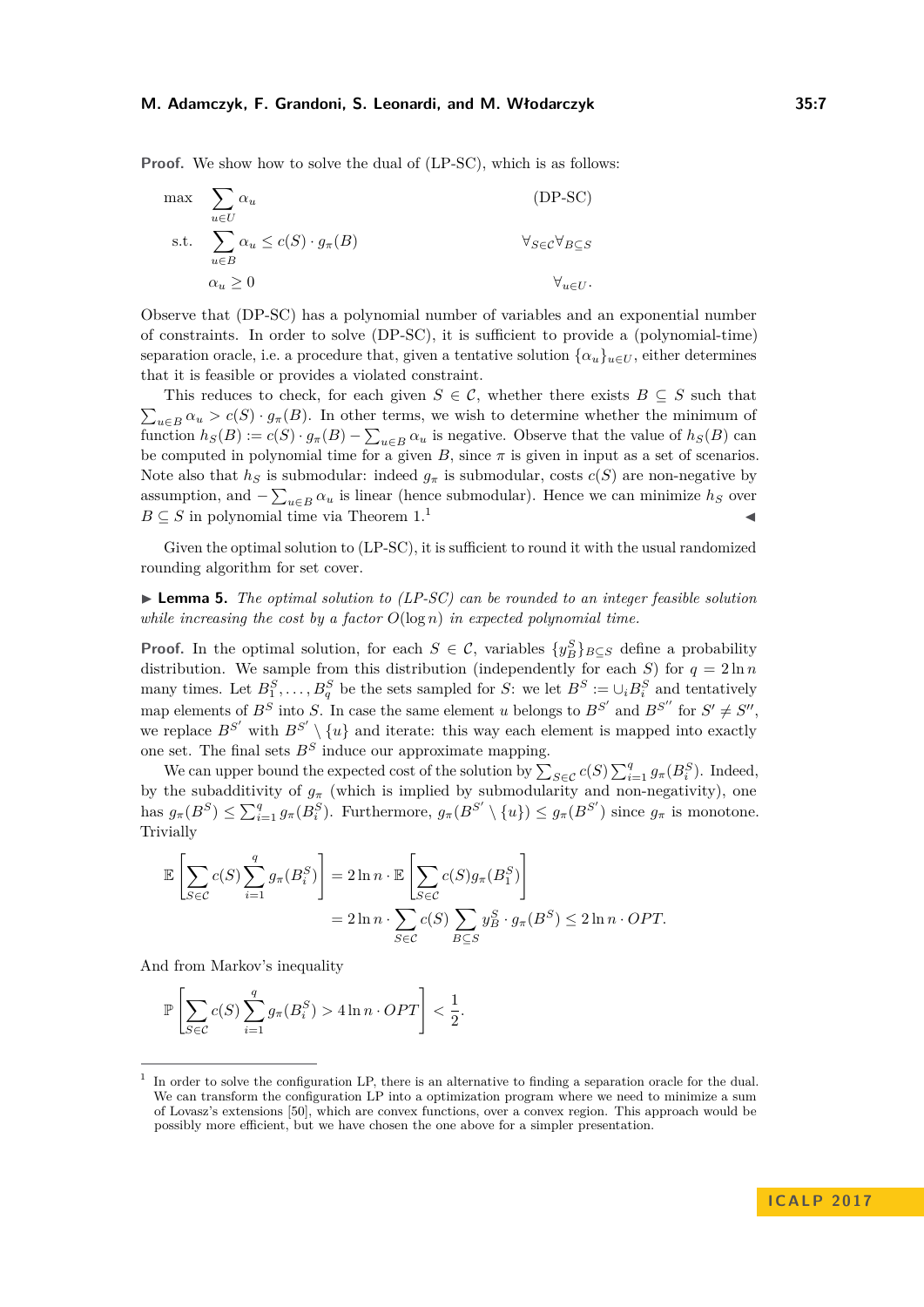**Proof.** We show how to solve the dual of (LP-SC), which is as follows:

$$
\begin{aligned}
\max \quad & \sum_{u \in U} \alpha_u && \text{(DP-SC)} \\
\text{s.t.} \quad & \sum_{u \in B} \alpha_u \le c(S) \cdot g_\pi(B) && \forall_{S \in \mathcal{C}} \forall_{B \subseteq S} \\
& \alpha_u \ge 0 && \forall_{u \in U}.
\end{aligned}
$$

Observe that (DP-SC) has a polynomial number of variables and an exponential number of constraints. In order to solve (DP-SC), it is sufficient to provide a (polynomial-time) separation oracle, i.e. a procedure that, given a tentative solution $\{\alpha_u\}_{u \in U}$, either determines that it is feasible or provides a violated constraint.

This reduces to check, for each given $S \in \mathcal{C}$, whether there exists $B \subseteq S$ such that $\sum_{u \in B} \alpha_u > c(S) \cdot g_\pi(B)$. In other terms, we wish to determine whether the minimum of function $h_S(B) := c(S) \cdot g_\pi(B) - \sum_{u \in B} \alpha_u$ is negative. Observe that the value of $h_S(B)$ can be computed in polynomial time for a given $B$, since $\pi$ is given in input as a set of scenarios. Note also that $h_S$ is submodular: indeed $g_\pi$ is submodular, costs $c(S)$ are non-negative by assumption, and $-\sum_{u \in B} \alpha_u$ is linear (hence submodular). Hence we can minimize $h_S$ over $B \subseteq S$ in polynomial time via Theorem 1.[1] ◀

Given the optimal solution to (LP-SC), it is sufficient to round it with the usual randomized rounding algorithm for set cover.

▶ **Lemma 5.** *The optimal solution to (LP-SC) can be rounded to an integer feasible solution while increasing the cost by a factor $O(\log n)$ in expected polynomial time.*

**Proof.** In the optimal solution, for each $S \in \mathcal{C}$, variables $\{y_B^S\}_{B \subseteq S}$ define a probability distribution. We sample from this distribution (independently for each $S$) for $q = 2 \ln n$ many times. Let $B_1^S, \ldots, B_q^S$ be the sets sampled for $S$: we let $B^S := \cup_i B_i^S$ and tentatively map elements of $B^S$ into $S$. In case the same element $u$ belongs to $B^{S'}$ and $B^{S''}$ for $S' \neq S''$, we replace $B^{S'}$ with $B^{S'} \setminus \{u\}$ and iterate: this way each element is mapped into exactly one set. The final sets $B^S$ induce our approximate mapping.

We can upper bound the expected cost of the solution by $\sum_{S \in \mathcal{C}} c(S) \sum_{i=1}^{q} g_\pi(B_i^S)$. Indeed, by the subadditivity of $g_\pi$ (which is implied by submodularity and non-negativity), one has $g_\pi(B^S) \le \sum_{i=1}^{q} g_\pi(B_i^S)$. Furthermore, $g_\pi(B^{S'} \setminus \{u\}) \le g_\pi(B^{S'})$ since $g_\pi$ is monotone. Trivially

$$
\begin{aligned}
\mathbb{E}\left[\sum_{S \in \mathcal{C}} c(S) \sum_{i=1}^{q} g_\pi(B_i^S)\right] &= 2 \ln n \cdot \mathbb{E}\left[\sum_{S \in \mathcal{C}} c(S) g_\pi(B_1^S)\right] \\
&= 2 \ln n \cdot \sum_{S \in \mathcal{C}} c(S) \sum_{B \subseteq S} y_B^S \cdot g_\pi(B^S) \le 2 \ln n \cdot OPT.
\end{aligned}
$$

And from Markov's inequality

$$
\mathbb{P}\left[\sum_{S \in \mathcal{C}} c(S) \sum_{i=1}^{q} g_\pi(B_i^S) > 4 \ln n \cdot OPT\right] < \frac{1}{2}.
$$

---

[1] In order to solve the configuration LP, there is an alternative to finding a separation oracle for the dual. We can transform the configuration LP into a optimization program where we need to minimize a sum of Lovasz's extensions [50], which are convex functions, over a convex region. This approach would be possibly more efficient, but we have chosen the one above for a simpler presentation.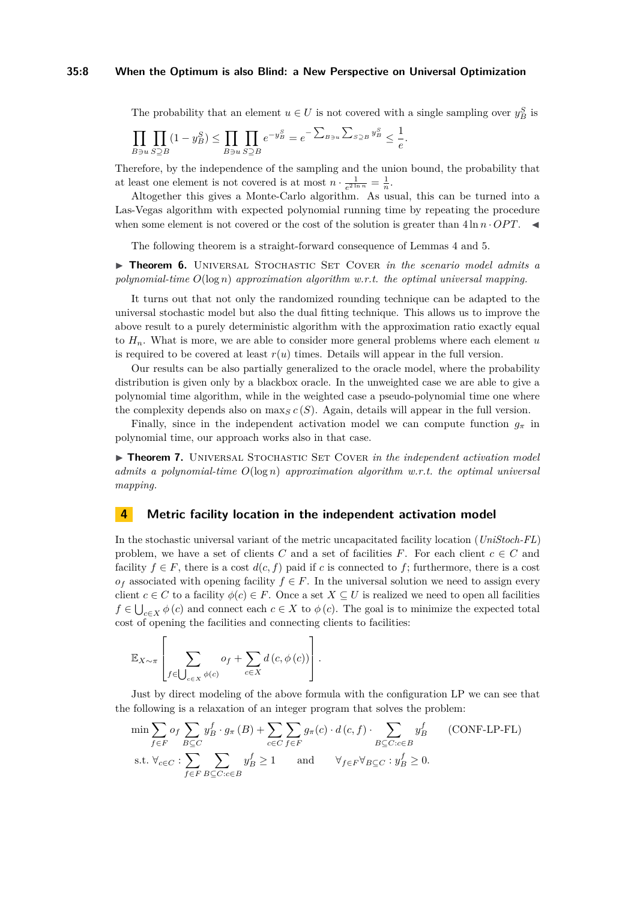The probability that an element $u \in U$ is not covered with a single sampling over $y_B^S$ is

$$\prod_{B \ni u} \prod_{S \supseteq B} (1 - y_B^S) \leq \prod_{B \ni u} \prod_{S \supseteq B} e^{-y_B^S} = e^{-\sum_{B \ni u} \sum_{S \supseteq B} y_B^S} \leq \frac{1}{e}.$$

Therefore, by the independence of the sampling and the union bound, the probability that at least one element is not covered is at most $n \cdot \frac{1}{e^{2 \ln n}} = \frac{1}{n}$.

Altogether this gives a Monte-Carlo algorithm. As usual, this can be turned into a Las-Vegas algorithm with expected polynomial running time by repeating the procedure when some element is not covered or the cost of the solution is greater than $4 \ln n \cdot OPT$. ◀

The following theorem is a straight-forward consequence of Lemmas 4 and 5.

▶ **Theorem 6.** Universal Stochastic Set Cover *in the scenario model admits a polynomial-time $O(\log n)$ approximation algorithm w.r.t. the optimal universal mapping.*

It turns out that not only the randomized rounding technique can be adapted to the universal stochastic model but also the dual fitting technique. This allows us to improve the above result to a purely deterministic algorithm with the approximation ratio exactly equal to $H_n$. What is more, we are able to consider more general problems where each element $u$ is required to be covered at least $r(u)$ times. Details will appear in the full version.

Our results can be also partially generalized to the oracle model, where the probability distribution is given only by a blackbox oracle. In the unweighted case we are able to give a polynomial time algorithm, while in the weighted case a pseudo-polynomial time one where the complexity depends also on $\max_S c(S)$. Again, details will appear in the full version.

Finally, since in the independent activation model we can compute function $g_\pi$ in polynomial time, our approach works also in that case.

▶ **Theorem 7.** Universal Stochastic Set Cover *in the independent activation model admits a polynomial-time $O(\log n)$ approximation algorithm w.r.t. the optimal universal mapping.*

## 4 Metric facility location in the independent activation model

In the stochastic universal variant of the metric uncapacitated facility location (*UniStoch-FL*) problem, we have a set of clients $C$ and a set of facilities $F$. For each client $c \in C$ and facility $f \in F$, there is a cost $d(c, f)$ paid if $c$ is connected to $f$; furthermore, there is a cost $o_f$ associated with opening facility $f \in F$. In the universal solution we need to assign every client $c \in C$ to a facility $\phi(c) \in F$. Once a set $X \subseteq U$ is realized we need to open all facilities $f \in \bigcup_{c \in X} \phi(c)$ and connect each client $c \in X$ to $\phi(c)$. The goal is to minimize the expected total cost of opening the facilities and connecting clients to facilities:

$$\mathbb{E}_{X \sim \pi} \left[ \sum_{f \in \bigcup_{c \in X} \phi(c)} o_f + \sum_{c \in X} d(c, \phi(c)) \right].$$

Just by direct modeling of the above formula with the configuration LP we can see that the following is a relaxation of an integer program that solves the problem:

$$\min \sum_{f \in F} o_f \sum_{B \subseteq C} y_B^f \cdot g_\pi(B) + \sum_{c \in C} \sum_{f \in F} g_\pi(c) \cdot d(c, f) \cdot \sum_{B \subseteq C : c \in B} y_B^f \qquad \text{(CONF-LP-FL)}$$

$$\text{s.t. } \forall_{c \in C} : \sum_{f \in F} \sum_{B \subseteq C : c \in B} y_B^f \geq 1 \qquad \text{and} \qquad \forall_{f \in F} \forall_{B \subseteq C} : y_B^f \geq 0.$$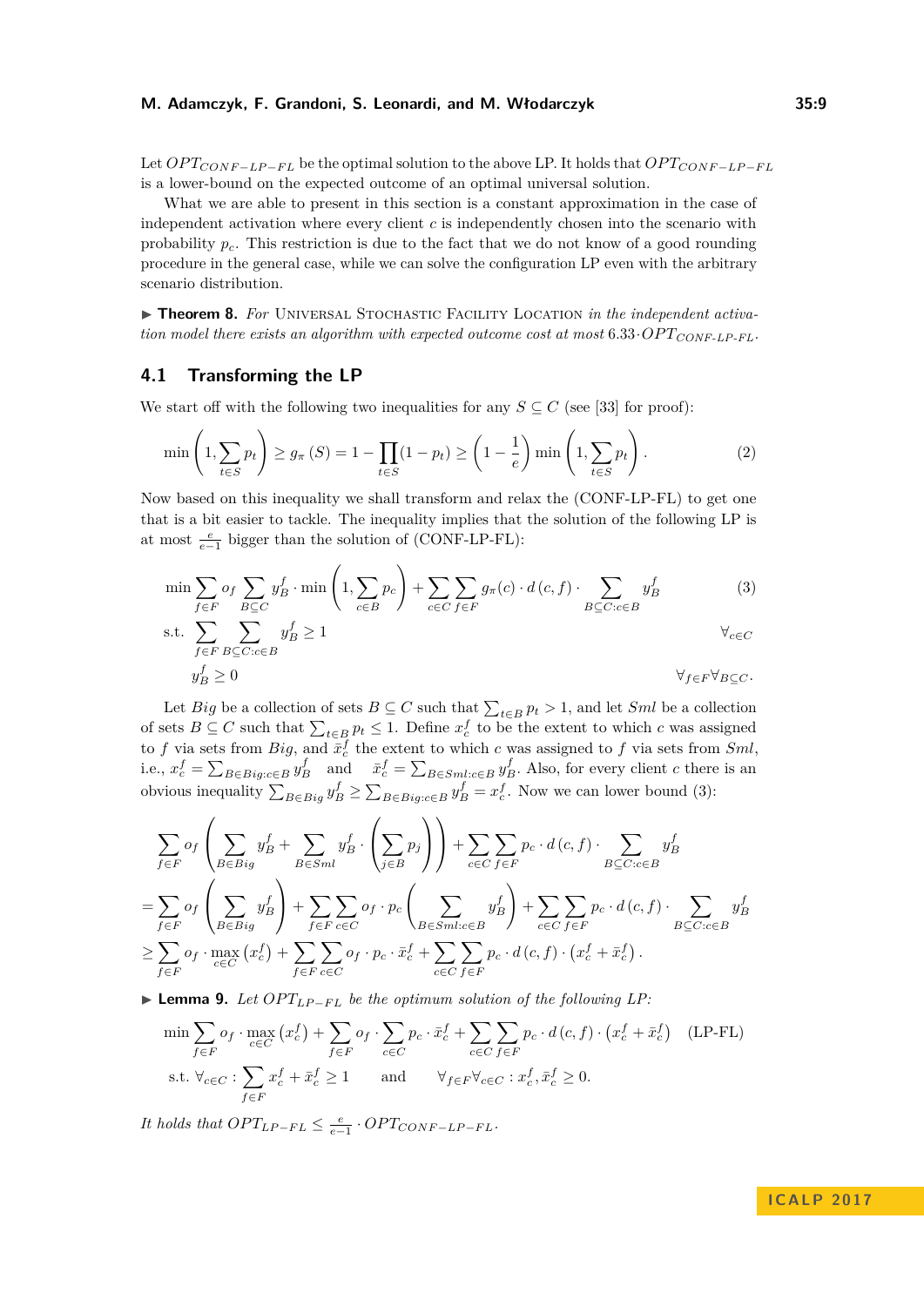Let $OPT_{CONF-LP-FL}$ be the optimal solution to the above LP. It holds that $OPT_{CONF-LP-FL}$ is a lower-bound on the expected outcome of an optimal universal solution.

What we are able to present in this section is a constant approximation in the case of independent activation where every client $c$ is independently chosen into the scenario with probability $p_c$. This restriction is due to the fact that we do not know of a good rounding procedure in the general case, while we can solve the configuration LP even with the arbitrary scenario distribution.

▶ **Theorem 8.** *For* Universal Stochastic Facility Location *in the independent activation model there exists an algorithm with expected outcome cost at most* $6.33 \cdot OPT_{CONF\text{-}LP\text{-}FL}$.

## 4.1 Transforming the LP

We start off with the following two inequalities for any $S \subseteq C$ (see [33] for proof):

$$\min\left(1, \sum_{t \in S} p_t\right) \geq g_\pi(S) = 1 - \prod_{t \in S}(1 - p_t) \geq \left(1 - \frac{1}{e}\right) \min\left(1, \sum_{t \in S} p_t\right). \tag{2}$$

Now based on this inequality we shall transform and relax the (CONF-LP-FL) to get one that is a bit easier to tackle. The inequality implies that the solution of the following LP is at most $\frac{e}{e-1}$ bigger than the solution of (CONF-LP-FL):

$$\begin{aligned}
\min \sum_{f \in F} o_f \sum_{B \subseteq C} y_B^f \cdot \min\left(1, \sum_{c \in B} p_c\right) + \sum_{c \in C} \sum_{f \in F} g_\pi(c) \cdot d(c, f) \cdot \sum_{B \subseteq C : c \in B} y_B^f \qquad & (3)\\
\text{s.t.} \sum_{f \in F} \sum_{B \subseteq C : c \in B} y_B^f \geq 1 \qquad & \forall_{c \in C}\\
y_B^f \geq 0 \qquad & \forall_{f \in F} \forall_{B \subseteq C}.
\end{aligned}$$

Let $Big$ be a collection of sets $B \subseteq C$ such that $\sum_{t \in B} p_t > 1$, and let $Sml$ be a collection of sets $B \subseteq C$ such that $\sum_{t \in B} p_t \leq 1$. Define $x_c^f$ to be the extent to which $c$ was assigned to $f$ via sets from $Big$, and $\bar{x}_c^f$ the extent to which $c$ was assigned to $f$ via sets from $Sml$, i.e., $x_c^f = \sum_{B \in Big : c \in B} y_B^f$ and $\bar{x}_c^f = \sum_{B \in Sml : c \in B} y_B^f$. Also, for every client $c$ there is an obvious inequality $\sum_{B \in Big} y_B^f \geq \sum_{B \in Big : c \in B} y_B^f = x_c^f$. Now we can lower bound (3):

$$\begin{aligned}
&\sum_{f \in F} o_f \left( \sum_{B \in Big} y_B^f + \sum_{B \in Sml} y_B^f \cdot \left( \sum_{j \in B} p_j \right) \right) + \sum_{c \in C} \sum_{f \in F} p_c \cdot d(c, f) \cdot \sum_{B \subseteq C : c \in B} y_B^f\\
&= \sum_{f \in F} o_f \left( \sum_{B \in Big} y_B^f \right) + \sum_{f \in F} \sum_{c \in C} o_f \cdot p_c \left( \sum_{B \in Sml : c \in B} y_B^f \right) + \sum_{c \in C} \sum_{f \in F} p_c \cdot d(c, f) \cdot \sum_{B \subseteq C : c \in B} y_B^f\\
&\geq \sum_{f \in F} o_f \cdot \max_{c \in C} \left( x_c^f \right) + \sum_{f \in F} \sum_{c \in C} o_f \cdot p_c \cdot \bar{x}_c^f + \sum_{c \in C} \sum_{f \in F} p_c \cdot d(c, f) \cdot \left( x_c^f + \bar{x}_c^f \right).
\end{aligned}$$

▶ **Lemma 9.** *Let $OPT_{LP-FL}$ be the optimum solution of the following LP:*

$$\begin{aligned}
&\min \sum_{f \in F} o_f \cdot \max_{c \in C} \left( x_c^f \right) + \sum_{f \in F} o_f \cdot \sum_{c \in C} p_c \cdot \bar{x}_c^f + \sum_{c \in C} \sum_{f \in F} p_c \cdot d(c, f) \cdot \left( x_c^f + \bar{x}_c^f \right) \qquad \text{(LP-FL)}\\
&\text{s.t. } \forall_{c \in C} : \sum_{f \in F} x_c^f + \bar{x}_c^f \geq 1 \qquad \text{and} \qquad \forall_{f \in F} \forall_{c \in C} : x_c^f, \bar{x}_c^f \geq 0.
\end{aligned}$$

*It holds that $OPT_{LP-FL} \leq \frac{e}{e-1} \cdot OPT_{CONF-LP-FL}$.*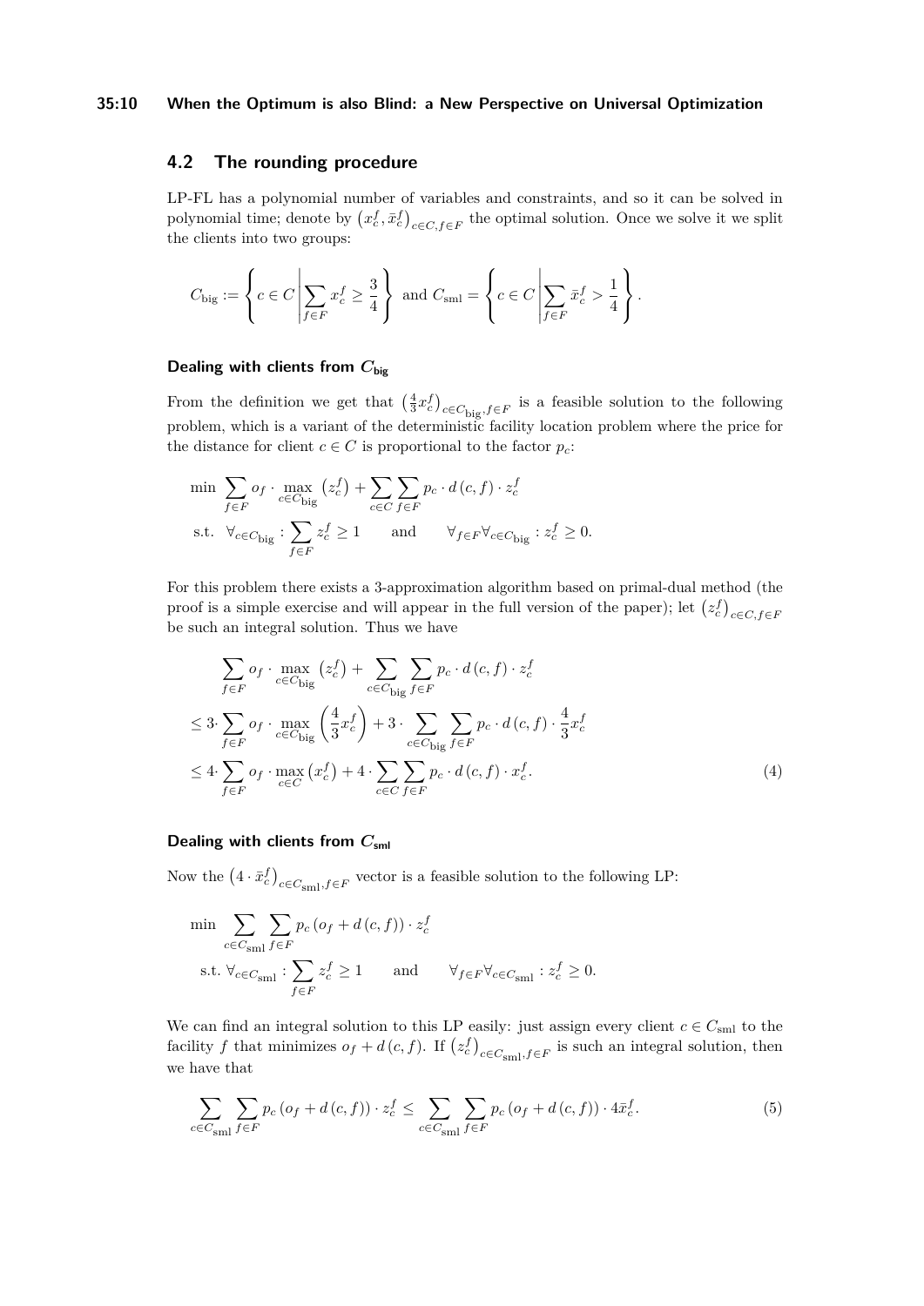## 4.2 The rounding procedure

LP-FL has a polynomial number of variables and constraints, and so it can be solved in polynomial time; denote by $\left(x_c^f, \bar{x}_c^f\right)_{c \in C, f \in F}$ the optimal solution. Once we solve it we split the clients into two groups:

$$C_{\text{big}} := \left\{ c \in C \,\middle|\, \sum_{f \in F} x_c^f \geq \frac{3}{4} \right\} \text{ and } C_{\text{sml}} = \left\{ c \in C \,\middle|\, \sum_{f \in F} \bar{x}_c^f > \frac{1}{4} \right\}.$$

### Dealing with clients from $C_{\text{big}}$

From the definition we get that $\left(\frac{4}{3} x_c^f\right)_{c \in C_{\text{big}}, f \in F}$ is a feasible solution to the following problem, which is a variant of the deterministic facility location problem where the price for the distance for client $c \in C$ is proportional to the factor $p_c$:

$$\begin{aligned} \min \; & \sum_{f \in F} o_f \cdot \max_{c \in C_{\text{big}}} \left(z_c^f\right) + \sum_{c \in C} \sum_{f \in F} p_c \cdot d\left(c, f\right) \cdot z_c^f \\ \text{s.t.} \; & \forall_{c \in C_{\text{big}}} : \sum_{f \in F} z_c^f \geq 1 \qquad \text{and} \qquad \forall_{f \in F} \forall_{c \in C_{\text{big}}} : z_c^f \geq 0. \end{aligned}$$

For this problem there exists a 3-approximation algorithm based on primal-dual method (the proof is a simple exercise and will appear in the full version of the paper); let $\left(z_c^f\right)_{c \in C, f \in F}$ be such an integral solution. Thus we have

$$\begin{aligned} & \sum_{f \in F} o_f \cdot \max_{c \in C_{\text{big}}} \left(z_c^f\right) + \sum_{c \in C_{\text{big}}} \sum_{f \in F} p_c \cdot d\left(c, f\right) \cdot z_c^f \\ \leq\; & 3 \cdot \sum_{f \in F} o_f \cdot \max_{c \in C_{\text{big}}} \left(\frac{4}{3} x_c^f\right) + 3 \cdot \sum_{c \in C_{\text{big}}} \sum_{f \in F} p_c \cdot d\left(c, f\right) \cdot \frac{4}{3} x_c^f \\ \leq\; & 4 \cdot \sum_{f \in F} o_f \cdot \max_{c \in C} \left(x_c^f\right) + 4 \cdot \sum_{c \in C} \sum_{f \in F} p_c \cdot d\left(c, f\right) \cdot x_c^f. \end{aligned} \tag{4}$$

### Dealing with clients from $C_{\text{sml}}$

Now the $\left(4 \cdot \bar{x}_c^f\right)_{c \in C_{\text{sml}}, f \in F}$ vector is a feasible solution to the following LP:

$$\begin{aligned} \min \; & \sum_{c \in C_{\text{sml}}} \sum_{f \in F} p_c \left(o_f + d\left(c, f\right)\right) \cdot z_c^f \\ \text{s.t.} \; & \forall_{c \in C_{\text{sml}}} : \sum_{f \in F} z_c^f \geq 1 \qquad \text{and} \qquad \forall_{f \in F} \forall_{c \in C_{\text{sml}}} : z_c^f \geq 0. \end{aligned}$$

We can find an integral solution to this LP easily: just assign every client $c \in C_{\text{sml}}$ to the facility $f$ that minimizes $o_f + d\left(c, f\right)$. If $\left(z_c^f\right)_{c \in C_{\text{sml}}, f \in F}$ is such an integral solution, then we have that

$$\sum_{c \in C_{\text{sml}}} \sum_{f \in F} p_c \left(o_f + d\left(c, f\right)\right) \cdot z_c^f \leq \sum_{c \in C_{\text{sml}}} \sum_{f \in F} p_c \left(o_f + d\left(c, f\right)\right) \cdot 4 \bar{x}_c^f. \tag{5}$$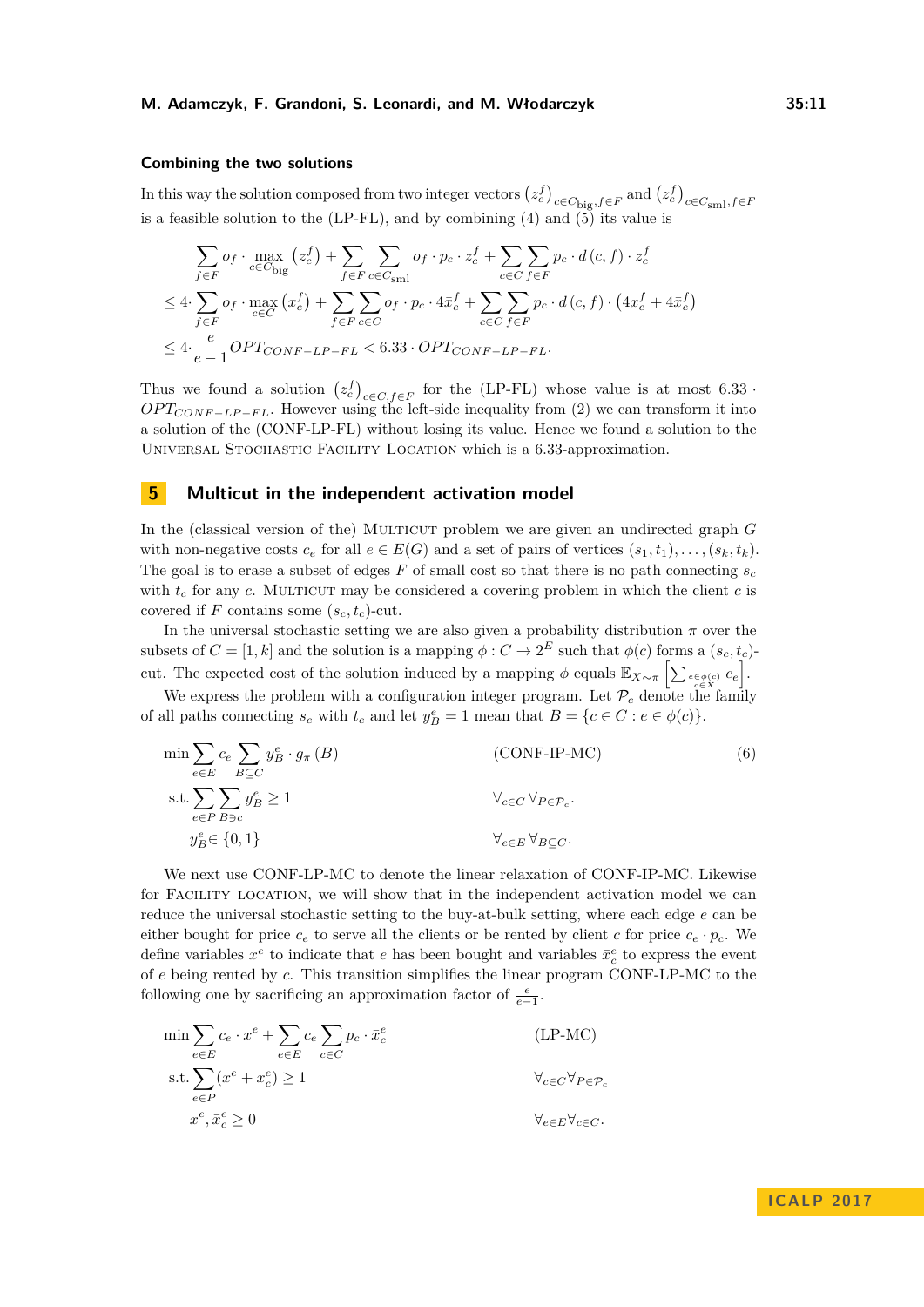### Combining the two solutions

In this way the solution composed from two integer vectors $\left(z_c^f\right)_{c\in C_{\text{big}}, f\in F}$ and $\left(z_c^f\right)_{c\in C_{\text{sml}}, f\in F}$ is a feasible solution to the (LP-FL), and by combining (4) and (5) its value is

$$\begin{aligned}
&\sum_{f\in F} o_f \cdot \max_{c\in C_{\text{big}}} \left(z_c^f\right) + \sum_{f\in F}\sum_{c\in C_{\text{sml}}} o_f \cdot p_c \cdot z_c^f + \sum_{c\in C}\sum_{f\in F} p_c \cdot d\left(c,f\right)\cdot z_c^f \\
\leq\ & 4\cdot \sum_{f\in F} o_f \cdot \max_{c\in C} \left(x_c^f\right) + \sum_{f\in F}\sum_{c\in C} o_f \cdot p_c \cdot 4\bar{x}_c^f + \sum_{c\in C}\sum_{f\in F} p_c \cdot d\left(c,f\right)\cdot \left(4x_c^f + 4\bar{x}_c^f\right) \\
\leq\ & 4\cdot \frac{e}{e-1} OPT_{CONF-LP-FL} < 6.33 \cdot OPT_{CONF-LP-FL}.
\end{aligned}$$

Thus we found a solution $\left(z_c^f\right)_{c\in C, f\in F}$ for the (LP-FL) whose value is at most $6.33 \cdot OPT_{CONF-LP-FL}$. However using the left-side inequality from (2) we can transform it into a solution of the (CONF-LP-FL) without losing its value. Hence we found a solution to the Universal Stochastic Facility Location which is a 6.33-approximation.

## 5 Multicut in the independent activation model

In the (classical version of the) Multicut problem we are given an undirected graph $G$ with non-negative costs $c_e$ for all $e \in E(G)$ and a set of pairs of vertices $(s_1,t_1),\ldots,(s_k,t_k)$. The goal is to erase a subset of edges $F$ of small cost so that there is no path connecting $s_c$ with $t_c$ for any $c$. Multicut may be considered a covering problem in which the client $c$ is covered if $F$ contains some $(s_c,t_c)$-cut.

In the universal stochastic setting we are also given a probability distribution $\pi$ over the subsets of $C = [1,k]$ and the solution is a mapping $\phi : C \to 2^E$ such that $\phi(c)$ forms a $(s_c,t_c)$-cut. The expected cost of the solution induced by a mapping $\phi$ equals $\mathbb{E}_{X\sim\pi}\left[\sum_{\substack{e\in\phi(c)\\ c\in X}} c_e\right]$.

We express the problem with a configuration integer program. Let $\mathcal{P}_c$ denote the family of all paths connecting $s_c$ with $t_c$ and let $y_B^e = 1$ mean that $B = \{c \in C : e \in \phi(c)\}$.

$$\begin{aligned}
\min \sum_{e\in E} c_e \sum_{B\subseteq C} y_B^e \cdot g_\pi\left(B\right) & \qquad\qquad \text{(CONF-IP-MC)} \qquad\qquad (6)\\
\text{s.t.} \sum_{e\in P}\sum_{B\ni c} y_B^e \geq 1 & \qquad\qquad \forall_{c\in C}\,\forall_{P\in\mathcal{P}_c}. \\
y_B^e \in \{0,1\} & \qquad\qquad \forall_{e\in E}\,\forall_{B\subseteq C}.
\end{aligned}$$

We next use CONF-LP-MC to denote the linear relaxation of CONF-IP-MC. Likewise for Facility location, we will show that in the independent activation model we can reduce the universal stochastic setting to the buy-at-bulk setting, where each edge $e$ can be either bought for price $c_e$ to serve all the clients or be rented by client $c$ for price $c_e \cdot p_c$. We define variables $x^e$ to indicate that $e$ has been bought and variables $\bar{x}_c^e$ to express the event of $e$ being rented by $c$. This transition simplifies the linear program CONF-LP-MC to the following one by sacrificing an approximation factor of $\frac{e}{e-1}$.

$$\begin{aligned}
\min \sum_{e\in E} c_e \cdot x^e + \sum_{e\in E} c_e \sum_{c\in C} p_c \cdot \bar{x}_c^e & \qquad\qquad \text{(LP-MC)}\\
\text{s.t.} \sum_{e\in P} (x^e + \bar{x}_c^e) \geq 1 & \qquad\qquad \forall_{c\in C}\forall_{P\in\mathcal{P}_c} \\
x^e, \bar{x}_c^e \geq 0 & \qquad\qquad \forall_{e\in E}\forall_{c\in C}.
\end{aligned}$$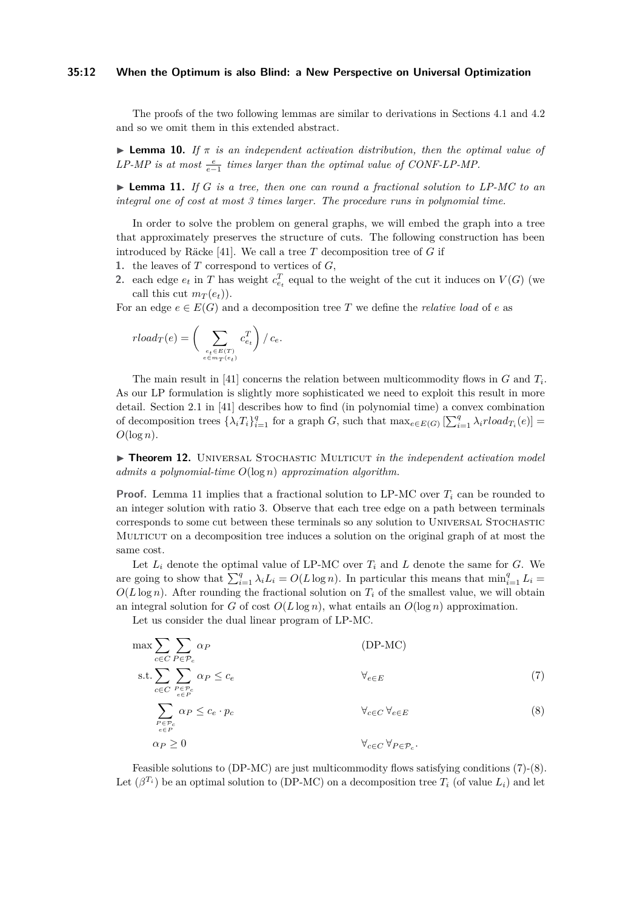The proofs of the two following lemmas are similar to derivations in Sections 4.1 and 4.2 and so we omit them in this extended abstract.

▶ **Lemma 10.** *If $\pi$ is an independent activation distribution, then the optimal value of LP-MP is at most $\frac{e}{e-1}$ times larger than the optimal value of CONF-LP-MP.*

▶ **Lemma 11.** *If $G$ is a tree, then one can round a fractional solution to LP-MC to an integral one of cost at most 3 times larger. The procedure runs in polynomial time.*

In order to solve the problem on general graphs, we will embed the graph into a tree that approximately preserves the structure of cuts. The following construction has been introduced by Räcke [41]. We call a tree $T$ decomposition tree of $G$ if

1. the leaves of $T$ correspond to vertices of $G$,
2. each edge $e_t$ in $T$ has weight $c^T_{e_t}$ equal to the weight of the cut it induces on $V(G)$ (we call this cut $m_T(e_t)$).

For an edge $e \in E(G)$ and a decomposition tree $T$ we define the *relative load* of $e$ as

$$rload_T(e) = \left( \sum_{\substack{e_t \in E(T) \\ e \in m_T(e_t)}} c^T_{e_t} \right) / \, c_e.$$

The main result in [41] concerns the relation between multicommodity flows in $G$ and $T_i$. As our LP formulation is slightly more sophisticated we need to exploit this result in more detail. Section 2.1 in [41] describes how to find (in polynomial time) a convex combination of decomposition trees $\{\lambda_i T_i\}_{i=1}^q$ for a graph $G$, such that $\max_{e \in E(G)} [\sum_{i=1}^q \lambda_i rload_{T_i}(e)] = O(\log n)$.

▶ **Theorem 12.** Universal Stochastic Multicut *in the independent activation model admits a polynomial-time $O(\log n)$ approximation algorithm.*

**Proof.** Lemma 11 implies that a fractional solution to LP-MC over $T_i$ can be rounded to an integer solution with ratio 3. Observe that each tree edge on a path between terminals corresponds to some cut between these terminals so any solution to Universal Stochastic Multicut on a decomposition tree induces a solution on the original graph of at most the same cost.

Let $L_i$ denote the optimal value of LP-MC over $T_i$ and $L$ denote the same for $G$. We are going to show that $\sum_{i=1}^q \lambda_i L_i = O(L \log n)$. In particular this means that $\min_{i=1}^q L_i = O(L \log n)$. After rounding the fractional solution on $T_i$ of the smallest value, we will obtain an integral solution for $G$ of cost $O(L \log n)$, what entails an $O(\log n)$ approximation.

Let us consider the dual linear program of LP-MC.

$$\max \sum_{c \in C} \sum_{P \in \mathcal{P}_c} \alpha_P \qquad \text{(DP-MC)}$$

$$\text{s.t.} \sum_{c \in C} \sum_{\substack{P \in \mathcal{P}_c \\ e \in P}} \alpha_P \le c_e \qquad \forall_{e \in E} \tag{7}$$

$$\sum_{\substack{P \in \mathcal{P}_c \\ e \in P}} \alpha_P \le c_e \cdot p_c \qquad \forall_{c \in C} \, \forall_{e \in E} \tag{8}$$

$$\alpha_P \ge 0 \qquad \forall_{c \in C} \, \forall_{P \in \mathcal{P}_c}.$$

Feasible solutions to (DP-MC) are just multicommodity flows satisfying conditions (7)-(8). Let $(\beta^{T_i})$ be an optimal solution to (DP-MC) on a decomposition tree $T_i$ (of value $L_i$) and let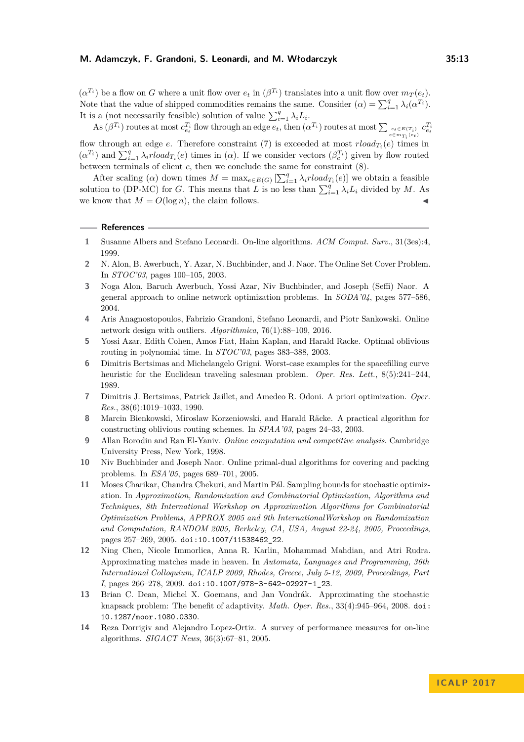$(\alpha^{T_i})$ be a flow on $G$ where a unit flow over $e_t$ in $(\beta^{T_i})$ translates into a unit flow over $m_T(e_t)$. Note that the value of shipped commodities remains the same. Consider $(\alpha) = \sum_{i=1}^{q} \lambda_i(\alpha^{T_i})$. It is a (not necessarily feasible) solution of value $\sum_{i=1}^{q} \lambda_i L_i$.

As $(\beta^{T_i})$ routes at most $c_{e_t}^{T_i}$ flow through an edge $e_t$, then $(\alpha^{T_i})$ routes at most $\sum_{\substack{e_t \in E(T_i) \\ e \in m_{T_i}(e_t)}} c_{e_t}^{T_i}$ flow through an edge $e$. Therefore constraint (7) is exceeded at most $rload_{T_i}(e)$ times in $(\alpha^{T_i})$ and $\sum_{i=1}^{q} \lambda_i rload_{T_i}(e)$ times in $(\alpha)$. If we consider vectors $(\beta_c^{T_i})$ given by flow routed between terminals of client $c$, then we conclude the same for constraint (8).

After scaling $(\alpha)$ down times $M = \max_{e \in E(G)} [\sum_{i=1}^{q} \lambda_i rload_{T_i}(e)]$ we obtain a feasible solution to (DP-MC) for $G$. This means that $L$ is no less than $\sum_{i=1}^{q} \lambda_i L_i$ divided by $M$. As we know that $M = O(\log n)$, the claim follows. ◀

## References

1. Susanne Albers and Stefano Leonardi. On-line algorithms. *ACM Comput. Surv.*, 31(3es):4, 1999.
2. N. Alon, B. Awerbuch, Y. Azar, N. Buchbinder, and J. Naor. The Online Set Cover Problem. In *STOC'03*, pages 100–105, 2003.
3. Noga Alon, Baruch Awerbuch, Yossi Azar, Niv Buchbinder, and Joseph (Seffi) Naor. A general approach to online network optimization problems. In *SODA'04*, pages 577–586, 2004.
4. Aris Anagnostopoulos, Fabrizio Grandoni, Stefano Leonardi, and Piotr Sankowski. Online network design with outliers. *Algorithmica*, 76(1):88–109, 2016.
5. Yossi Azar, Edith Cohen, Amos Fiat, Haim Kaplan, and Harald Racke. Optimal oblivious routing in polynomial time. In *STOC'03*, pages 383–388, 2003.
6. Dimitris Bertsimas and Michelangelo Grigni. Worst-case examples for the spacefilling curve heuristic for the Euclidean traveling salesman problem. *Oper. Res. Lett.*, 8(5):241–244, 1989.
7. Dimitris J. Bertsimas, Patrick Jaillet, and Amedeo R. Odoni. A priori optimization. *Oper. Res.*, 38(6):1019–1033, 1990.
8. Marcin Bienkowski, Miroslaw Korzeniowski, and Harald Räcke. A practical algorithm for constructing oblivious routing schemes. In *SPAA'03*, pages 24–33, 2003.
9. Allan Borodin and Ran El-Yaniv. *Online computation and competitive analysis*. Cambridge University Press, New York, 1998.
10. Niv Buchbinder and Joseph Naor. Online primal-dual algorithms for covering and packing problems. In *ESA'05*, pages 689–701, 2005.
11. Moses Charikar, Chandra Chekuri, and Martin Pál. Sampling bounds for stochastic optimization. In *Approximation, Randomization and Combinatorial Optimization, Algorithms and Techniques, 8th International Workshop on Approximation Algorithms for Combinatorial Optimization Problems, APPROX 2005 and 9th InternationalWorkshop on Randomization and Computation, RANDOM 2005, Berkeley, CA, USA, August 22-24, 2005, Proceedings*, pages 257–269, 2005. doi:10.1007/11538462_22.
12. Ning Chen, Nicole Immorlica, Anna R. Karlin, Mohammad Mahdian, and Atri Rudra. Approximating matches made in heaven. In *Automata, Languages and Programming, 36th International Colloquium, ICALP 2009, Rhodes, Greece, July 5-12, 2009, Proceedings, Part I*, pages 266–278, 2009. doi:10.1007/978-3-642-02927-1_23.
13. Brian C. Dean, Michel X. Goemans, and Jan Vondrák. Approximating the stochastic knapsack problem: The benefit of adaptivity. *Math. Oper. Res.*, 33(4):945–964, 2008. doi:10.1287/moor.1080.0330.
14. Reza Dorrigiv and Alejandro Lopez-Ortiz. A survey of performance measures for on-line algorithms. *SIGACT News*, 36(3):67–81, 2005.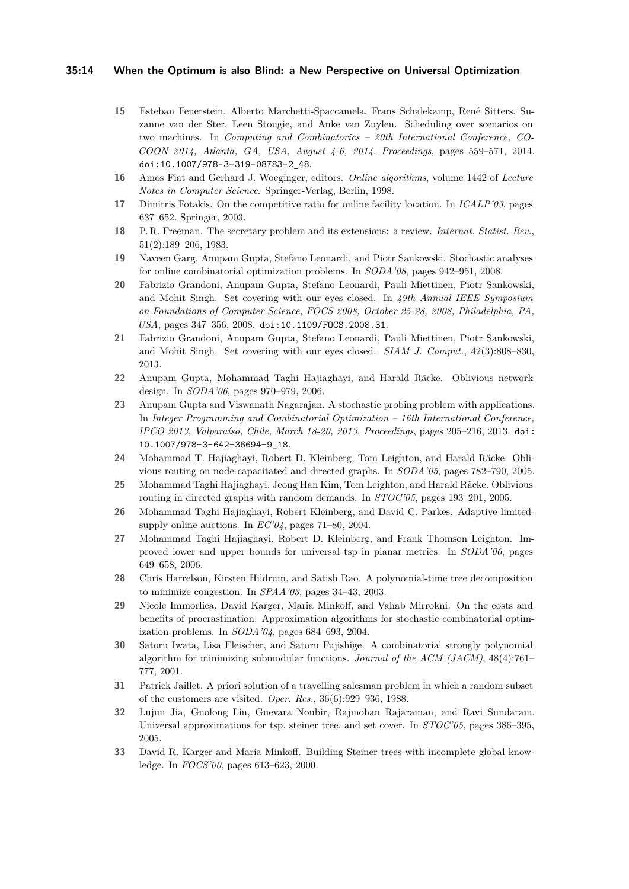15 Esteban Feuerstein, Alberto Marchetti-Spaccamela, Frans Schalekamp, René Sitters, Suzanne van der Ster, Leen Stougie, and Anke van Zuylen. Scheduling over scenarios on two machines. In *Computing and Combinatorics – 20th International Conference, COCOON 2014, Atlanta, GA, USA, August 4-6, 2014. Proceedings*, pages 559–571, 2014. doi:10.1007/978-3-319-08783-2_48.

16 Amos Fiat and Gerhard J. Woeginger, editors. *Online algorithms*, volume 1442 of *Lecture Notes in Computer Science*. Springer-Verlag, Berlin, 1998.

17 Dimitris Fotakis. On the competitive ratio for online facility location. In *ICALP'03*, pages 637–652. Springer, 2003.

18 P. R. Freeman. The secretary problem and its extensions: a review. *Internat. Statist. Rev.*, 51(2):189–206, 1983.

19 Naveen Garg, Anupam Gupta, Stefano Leonardi, and Piotr Sankowski. Stochastic analyses for online combinatorial optimization problems. In *SODA'08*, pages 942–951, 2008.

20 Fabrizio Grandoni, Anupam Gupta, Stefano Leonardi, Pauli Miettinen, Piotr Sankowski, and Mohit Singh. Set covering with our eyes closed. In *49th Annual IEEE Symposium on Foundations of Computer Science, FOCS 2008, October 25-28, 2008, Philadelphia, PA, USA*, pages 347–356, 2008. doi:10.1109/FOCS.2008.31.

21 Fabrizio Grandoni, Anupam Gupta, Stefano Leonardi, Pauli Miettinen, Piotr Sankowski, and Mohit Singh. Set covering with our eyes closed. *SIAM J. Comput.*, 42(3):808–830, 2013.

22 Anupam Gupta, Mohammad Taghi Hajiaghayi, and Harald Räcke. Oblivious network design. In *SODA'06*, pages 970–979, 2006.

23 Anupam Gupta and Viswanath Nagarajan. A stochastic probing problem with applications. In *Integer Programming and Combinatorial Optimization – 16th International Conference, IPCO 2013, Valparaíso, Chile, March 18-20, 2013. Proceedings*, pages 205–216, 2013. doi:10.1007/978-3-642-36694-9_18.

24 Mohammad T. Hajiaghayi, Robert D. Kleinberg, Tom Leighton, and Harald Räcke. Oblivious routing on node-capacitated and directed graphs. In *SODA'05*, pages 782–790, 2005.

25 Mohammad Taghi Hajiaghayi, Jeong Han Kim, Tom Leighton, and Harald Räcke. Oblivious routing in directed graphs with random demands. In *STOC'05*, pages 193–201, 2005.

26 Mohammad Taghi Hajiaghayi, Robert Kleinberg, and David C. Parkes. Adaptive limited-supply online auctions. In *EC'04*, pages 71–80, 2004.

27 Mohammad Taghi Hajiaghayi, Robert D. Kleinberg, and Frank Thomson Leighton. Improved lower and upper bounds for universal tsp in planar metrics. In *SODA'06*, pages 649–658, 2006.

28 Chris Harrelson, Kirsten Hildrum, and Satish Rao. A polynomial-time tree decomposition to minimize congestion. In *SPAA'03*, pages 34–43, 2003.

29 Nicole Immorlica, David Karger, Maria Minkoff, and Vahab Mirrokni. On the costs and benefits of procrastination: Approximation algorithms for stochastic combinatorial optimization problems. In *SODA'04*, pages 684–693, 2004.

30 Satoru Iwata, Lisa Fleischer, and Satoru Fujishige. A combinatorial strongly polynomial algorithm for minimizing submodular functions. *Journal of the ACM (JACM)*, 48(4):761–777, 2001.

31 Patrick Jaillet. A priori solution of a travelling salesman problem in which a random subset of the customers are visited. *Oper. Res.*, 36(6):929–936, 1988.

32 Lujun Jia, Guolong Lin, Guevara Noubir, Rajmohan Rajaraman, and Ravi Sundaram. Universal approximations for tsp, steiner tree, and set cover. In *STOC'05*, pages 386–395, 2005.

33 David R. Karger and Maria Minkoff. Building Steiner trees with incomplete global knowledge. In *FOCS'00*, pages 613–623, 2000.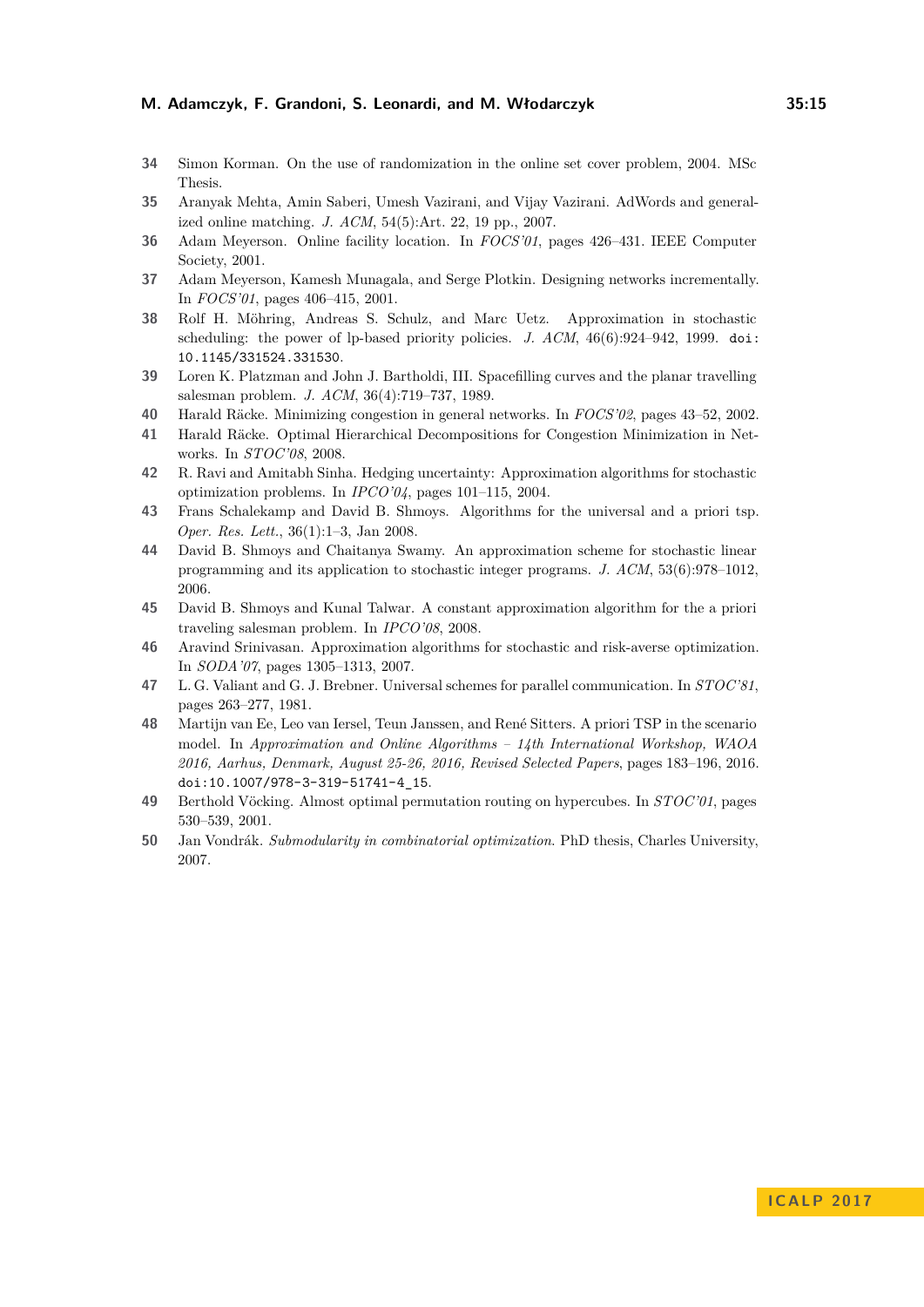34 Simon Korman. On the use of randomization in the online set cover problem, 2004. MSc Thesis.

35 Aranyak Mehta, Amin Saberi, Umesh Vazirani, and Vijay Vazirani. AdWords and generalized online matching. *J. ACM*, 54(5):Art. 22, 19 pp., 2007.

36 Adam Meyerson. Online facility location. In *FOCS'01*, pages 426–431. IEEE Computer Society, 2001.

37 Adam Meyerson, Kamesh Munagala, and Serge Plotkin. Designing networks incrementally. In *FOCS'01*, pages 406–415, 2001.

38 Rolf H. Möhring, Andreas S. Schulz, and Marc Uetz. Approximation in stochastic scheduling: the power of lp-based priority policies. *J. ACM*, 46(6):924–942, 1999. doi:10.1145/331524.331530.

39 Loren K. Platzman and John J. Bartholdi, III. Spacefilling curves and the planar travelling salesman problem. *J. ACM*, 36(4):719–737, 1989.

40 Harald Räcke. Minimizing congestion in general networks. In *FOCS'02*, pages 43–52, 2002.

41 Harald Räcke. Optimal Hierarchical Decompositions for Congestion Minimization in Networks. In *STOC'08*, 2008.

42 R. Ravi and Amitabh Sinha. Hedging uncertainty: Approximation algorithms for stochastic optimization problems. In *IPCO'04*, pages 101–115, 2004.

43 Frans Schalekamp and David B. Shmoys. Algorithms for the universal and a priori tsp. *Oper. Res. Lett.*, 36(1):1–3, Jan 2008.

44 David B. Shmoys and Chaitanya Swamy. An approximation scheme for stochastic linear programming and its application to stochastic integer programs. *J. ACM*, 53(6):978–1012, 2006.

45 David B. Shmoys and Kunal Talwar. A constant approximation algorithm for the a priori traveling salesman problem. In *IPCO'08*, 2008.

46 Aravind Srinivasan. Approximation algorithms for stochastic and risk-averse optimization. In *SODA'07*, pages 1305–1313, 2007.

47 L. G. Valiant and G. J. Brebner. Universal schemes for parallel communication. In *STOC'81*, pages 263–277, 1981.

48 Martijn van Ee, Leo van Iersel, Teun Janssen, and René Sitters. A priori TSP in the scenario model. In *Approximation and Online Algorithms – 14th International Workshop, WAOA 2016, Aarhus, Denmark, August 25-26, 2016, Revised Selected Papers*, pages 183–196, 2016. doi:10.1007/978-3-319-51741-4_15.

49 Berthold Vöcking. Almost optimal permutation routing on hypercubes. In *STOC'01*, pages 530–539, 2001.

50 Jan Vondrák. *Submodularity in combinatorial optimization*. PhD thesis, Charles University, 2007.